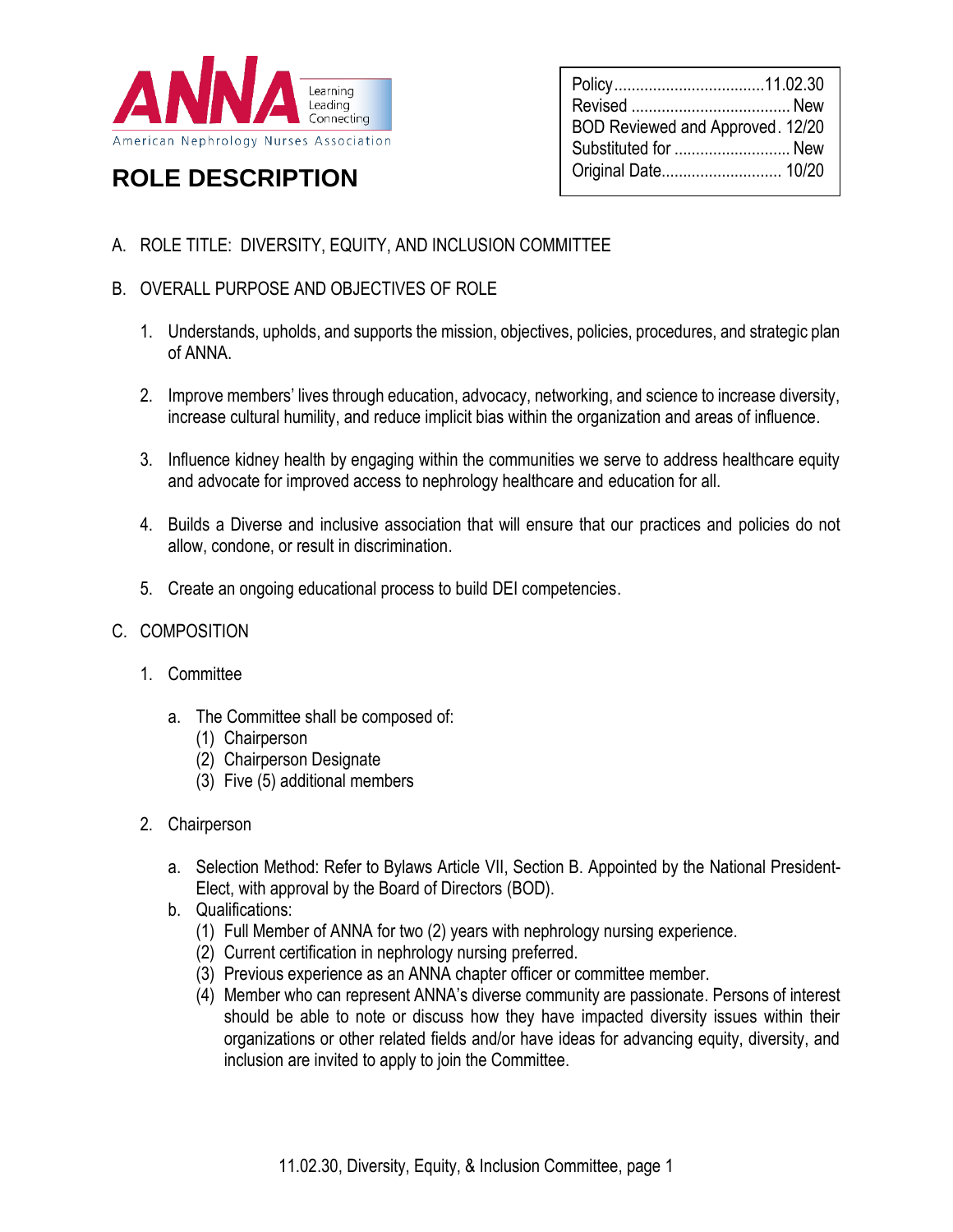American Nephrology Nurses Association

Learning Leading Connecting

# ROLE DESCRIPTION

| | |
|---|---|
| Policy | 11.02.30 |
| Revised | New |
| BOD Reviewed and Approved | 12/20 |
| Substituted for | New |
| Original Date | 10/20 |

A. ROLE TITLE: DIVERSITY, EQUITY, AND INCLUSION COMMITTEE

B. OVERALL PURPOSE AND OBJECTIVES OF ROLE

1. Understands, upholds, and supports the mission, objectives, policies, procedures, and strategic plan of ANNA.

2. Improve members' lives through education, advocacy, networking, and science to increase diversity, increase cultural humility, and reduce implicit bias within the organization and areas of influence.

3. Influence kidney health by engaging within the communities we serve to address healthcare equity and advocate for improved access to nephrology healthcare and education for all.

4. Builds a Diverse and inclusive association that will ensure that our practices and policies do not allow, condone, or result in discrimination.

5. Create an ongoing educational process to build DEI competencies.

C. COMPOSITION

1. Committee

   a. The Committee shall be composed of:
      (1) Chairperson
      (2) Chairperson Designate
      (3) Five (5) additional members

2. Chairperson

   a. Selection Method: Refer to Bylaws Article VII, Section B. Appointed by the National President-Elect, with approval by the Board of Directors (BOD).
   b. Qualifications:
      (1) Full Member of ANNA for two (2) years with nephrology nursing experience.
      (2) Current certification in nephrology nursing preferred.
      (3) Previous experience as an ANNA chapter officer or committee member.
      (4) Member who can represent ANNA's diverse community are passionate. Persons of interest should be able to note or discuss how they have impacted diversity issues within their organizations or other related fields and/or have ideas for advancing equity, diversity, and inclusion are invited to apply to join the Committee.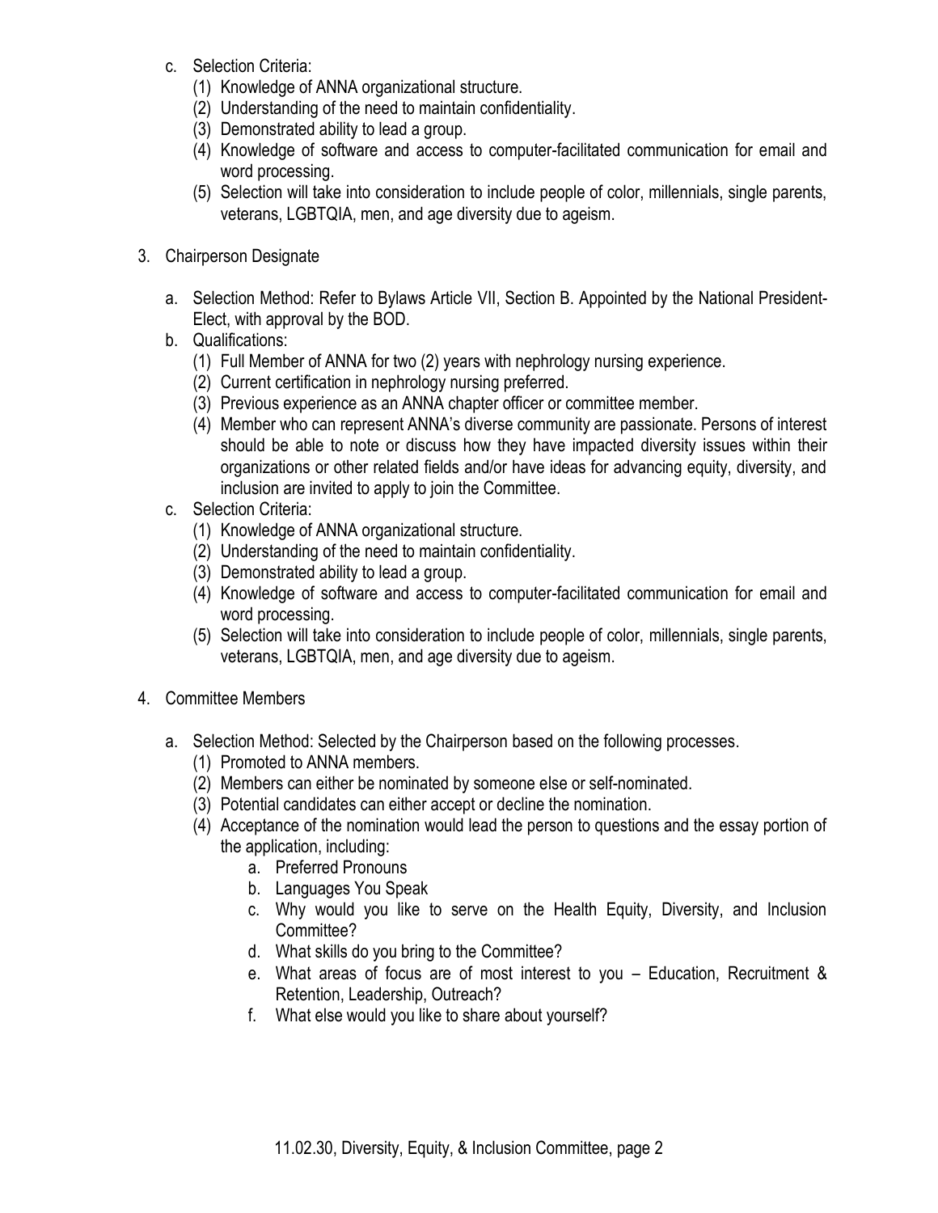c. Selection Criteria:
   (1) Knowledge of ANNA organizational structure.
   (2) Understanding of the need to maintain confidentiality.
   (3) Demonstrated ability to lead a group.
   (4) Knowledge of software and access to computer-facilitated communication for email and word processing.
   (5) Selection will take into consideration to include people of color, millennials, single parents, veterans, LGBTQIA, men, and age diversity due to ageism.

3. Chairperson Designate

   a. Selection Method: Refer to Bylaws Article VII, Section B. Appointed by the National President-Elect, with approval by the BOD.
   b. Qualifications:
      (1) Full Member of ANNA for two (2) years with nephrology nursing experience.
      (2) Current certification in nephrology nursing preferred.
      (3) Previous experience as an ANNA chapter officer or committee member.
      (4) Member who can represent ANNA's diverse community are passionate. Persons of interest should be able to note or discuss how they have impacted diversity issues within their organizations or other related fields and/or have ideas for advancing equity, diversity, and inclusion are invited to apply to join the Committee.
   c. Selection Criteria:
      (1) Knowledge of ANNA organizational structure.
      (2) Understanding of the need to maintain confidentiality.
      (3) Demonstrated ability to lead a group.
      (4) Knowledge of software and access to computer-facilitated communication for email and word processing.
      (5) Selection will take into consideration to include people of color, millennials, single parents, veterans, LGBTQIA, men, and age diversity due to ageism.

4. Committee Members

   a. Selection Method: Selected by the Chairperson based on the following processes.
      (1) Promoted to ANNA members.
      (2) Members can either be nominated by someone else or self-nominated.
      (3) Potential candidates can either accept or decline the nomination.
      (4) Acceptance of the nomination would lead the person to questions and the essay portion of the application, including:
         a. Preferred Pronouns
         b. Languages You Speak
         c. Why would you like to serve on the Health Equity, Diversity, and Inclusion Committee?
         d. What skills do you bring to the Committee?
         e. What areas of focus are of most interest to you – Education, Recruitment & Retention, Leadership, Outreach?
         f. What else would you like to share about yourself?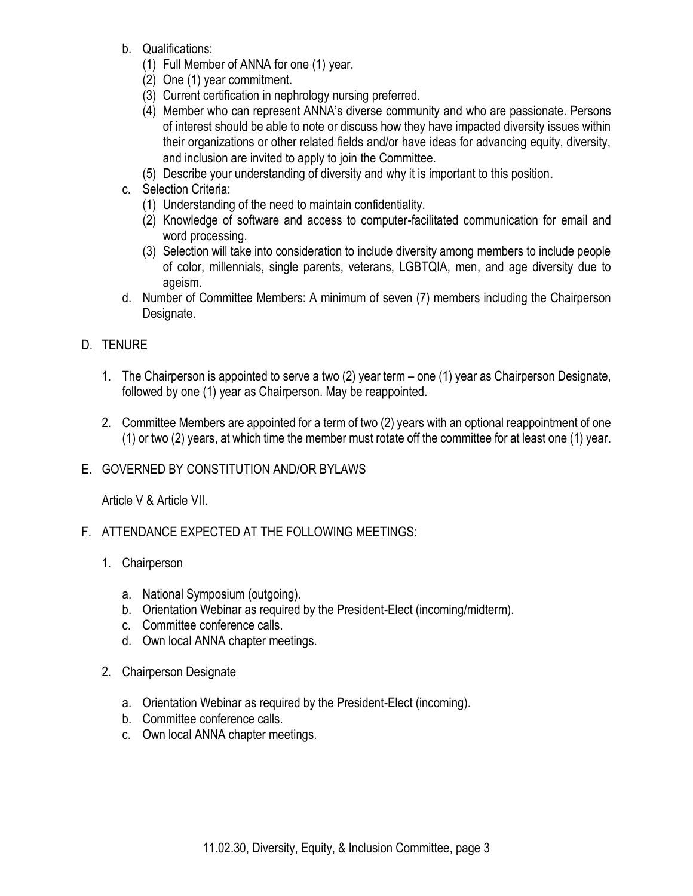b. Qualifications:
   (1) Full Member of ANNA for one (1) year.
   (2) One (1) year commitment.
   (3) Current certification in nephrology nursing preferred.
   (4) Member who can represent ANNA's diverse community and who are passionate. Persons of interest should be able to note or discuss how they have impacted diversity issues within their organizations or other related fields and/or have ideas for advancing equity, diversity, and inclusion are invited to apply to join the Committee.
   (5) Describe your understanding of diversity and why it is important to this position.

c. Selection Criteria:
   (1) Understanding of the need to maintain confidentiality.
   (2) Knowledge of software and access to computer-facilitated communication for email and word processing.
   (3) Selection will take into consideration to include diversity among members to include people of color, millennials, single parents, veterans, LGBTQIA, men, and age diversity due to ageism.

d. Number of Committee Members: A minimum of seven (7) members including the Chairperson Designate.

## D. TENURE

1. The Chairperson is appointed to serve a two (2) year term – one (1) year as Chairperson Designate, followed by one (1) year as Chairperson. May be reappointed.

2. Committee Members are appointed for a term of two (2) years with an optional reappointment of one (1) or two (2) years, at which time the member must rotate off the committee for at least one (1) year.

## E. GOVERNED BY CONSTITUTION AND/OR BYLAWS

Article V & Article VII.

## F. ATTENDANCE EXPECTED AT THE FOLLOWING MEETINGS:

1. Chairperson

   a. National Symposium (outgoing).
   b. Orientation Webinar as required by the President-Elect (incoming/midterm).
   c. Committee conference calls.
   d. Own local ANNA chapter meetings.

2. Chairperson Designate

   a. Orientation Webinar as required by the President-Elect (incoming).
   b. Committee conference calls.
   c. Own local ANNA chapter meetings.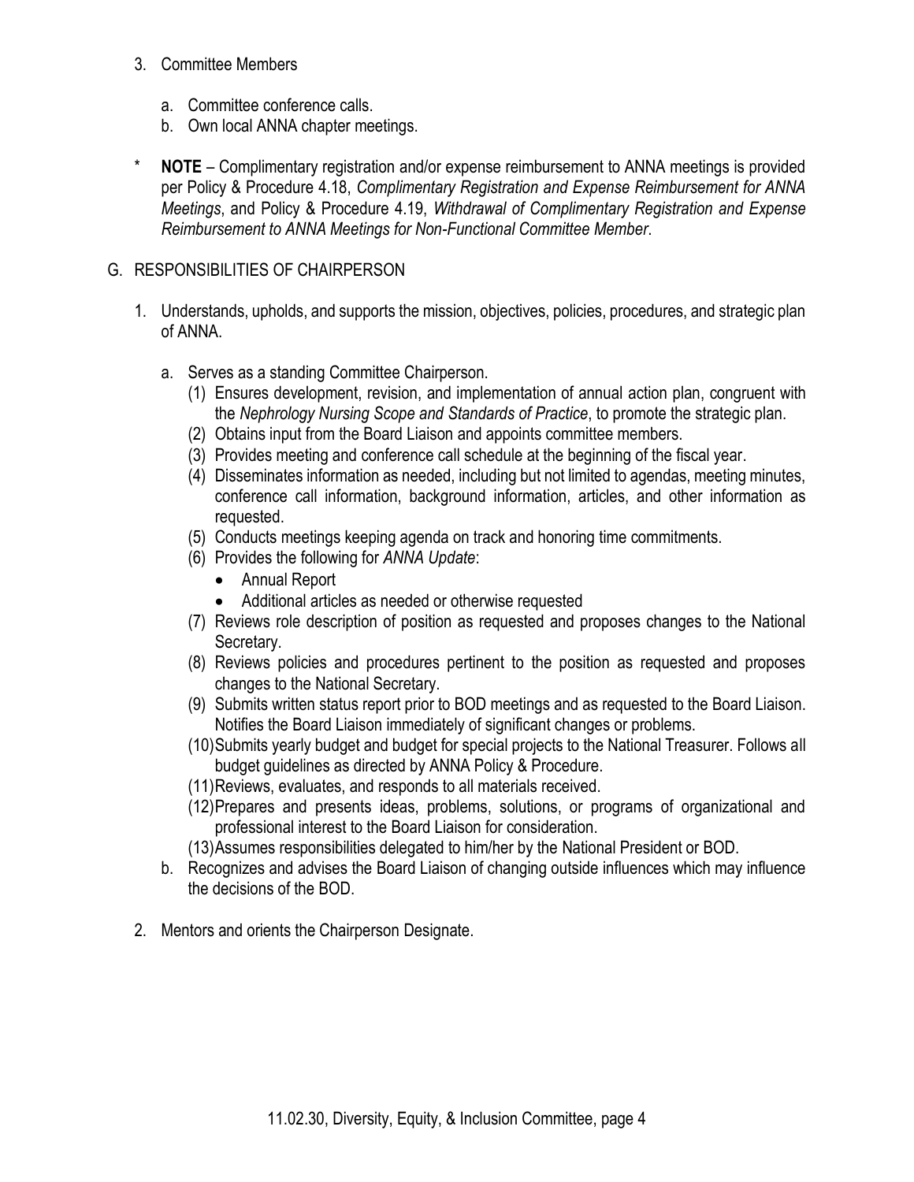3. Committee Members

    a. Committee conference calls.
    b. Own local ANNA chapter meetings.

\* **NOTE** – Complimentary registration and/or expense reimbursement to ANNA meetings is provided per Policy & Procedure 4.18, *Complimentary Registration and Expense Reimbursement for ANNA Meetings*, and Policy & Procedure 4.19, *Withdrawal of Complimentary Registration and Expense Reimbursement to ANNA Meetings for Non-Functional Committee Member*.

G. RESPONSIBILITIES OF CHAIRPERSON

1. Understands, upholds, and supports the mission, objectives, policies, procedures, and strategic plan of ANNA.

    a. Serves as a standing Committee Chairperson.
        (1) Ensures development, revision, and implementation of annual action plan, congruent with the *Nephrology Nursing Scope and Standards of Practice*, to promote the strategic plan.
        (2) Obtains input from the Board Liaison and appoints committee members.
        (3) Provides meeting and conference call schedule at the beginning of the fiscal year.
        (4) Disseminates information as needed, including but not limited to agendas, meeting minutes, conference call information, background information, articles, and other information as requested.
        (5) Conducts meetings keeping agenda on track and honoring time commitments.
        (6) Provides the following for *ANNA Update*:
            - Annual Report
            - Additional articles as needed or otherwise requested
        (7) Reviews role description of position as requested and proposes changes to the National Secretary.
        (8) Reviews policies and procedures pertinent to the position as requested and proposes changes to the National Secretary.
        (9) Submits written status report prior to BOD meetings and as requested to the Board Liaison. Notifies the Board Liaison immediately of significant changes or problems.
        (10) Submits yearly budget and budget for special projects to the National Treasurer. Follows all budget guidelines as directed by ANNA Policy & Procedure.
        (11) Reviews, evaluates, and responds to all materials received.
        (12) Prepares and presents ideas, problems, solutions, or programs of organizational and professional interest to the Board Liaison for consideration.
        (13) Assumes responsibilities delegated to him/her by the National President or BOD.
    b. Recognizes and advises the Board Liaison of changing outside influences which may influence the decisions of the BOD.

2. Mentors and orients the Chairperson Designate.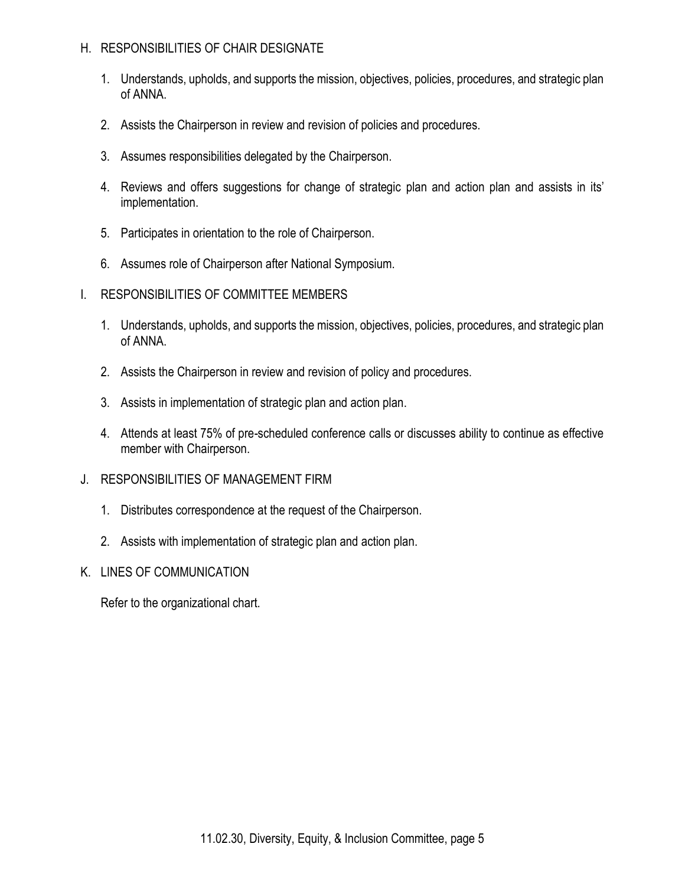## H. RESPONSIBILITIES OF CHAIR DESIGNATE

1. Understands, upholds, and supports the mission, objectives, policies, procedures, and strategic plan of ANNA.
2. Assists the Chairperson in review and revision of policies and procedures.
3. Assumes responsibilities delegated by the Chairperson.
4. Reviews and offers suggestions for change of strategic plan and action plan and assists in its' implementation.
5. Participates in orientation to the role of Chairperson.
6. Assumes role of Chairperson after National Symposium.

## I. RESPONSIBILITIES OF COMMITTEE MEMBERS

1. Understands, upholds, and supports the mission, objectives, policies, procedures, and strategic plan of ANNA.
2. Assists the Chairperson in review and revision of policy and procedures.
3. Assists in implementation of strategic plan and action plan.
4. Attends at least 75% of pre-scheduled conference calls or discusses ability to continue as effective member with Chairperson.

## J. RESPONSIBILITIES OF MANAGEMENT FIRM

1. Distributes correspondence at the request of the Chairperson.
2. Assists with implementation of strategic plan and action plan.

## K. LINES OF COMMUNICATION

Refer to the organizational chart.